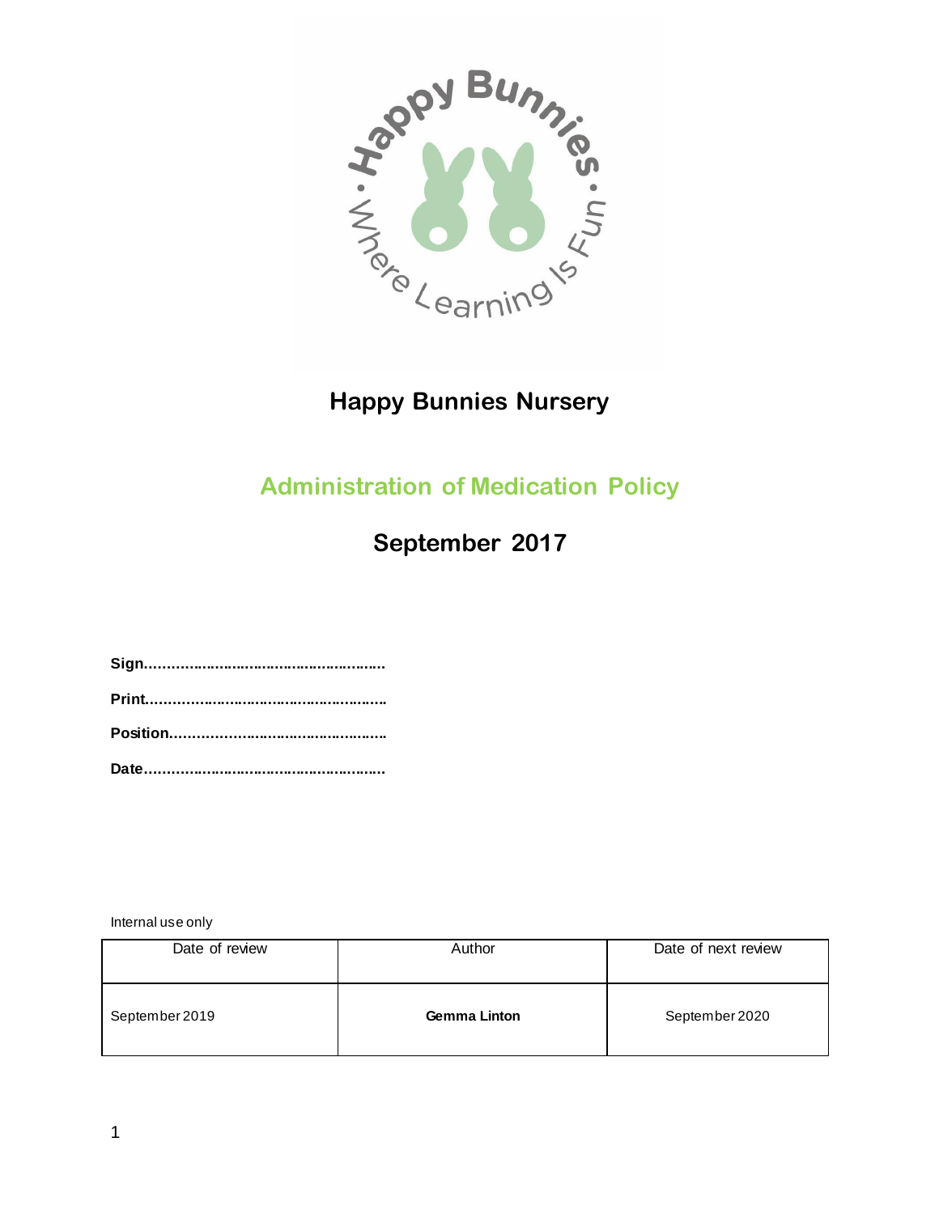# Happy Bunnies Nursery

## Administration of Medication Policy

### September 2017

**Sign........................................................**

**Print.......................................................**

**Position..................................................**

**Date........................................................**

Internal use only

| Date of review | Author | Date of next review |
|---|---|---|
| September 2019 | **Gemma Linton** | September 2020 |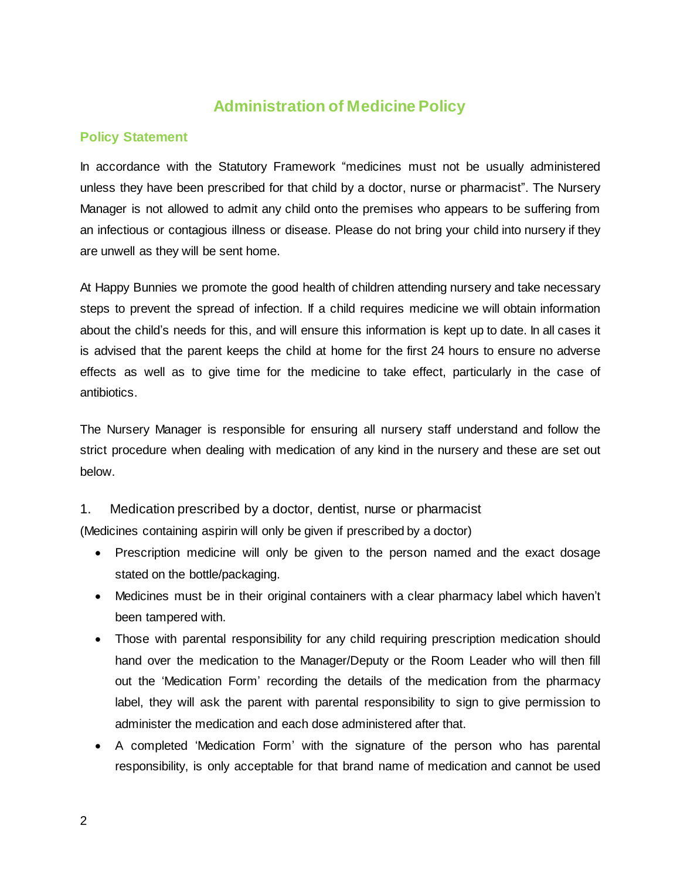# Administration of Medicine Policy

## Policy Statement

In accordance with the Statutory Framework "medicines must not be usually administered unless they have been prescribed for that child by a doctor, nurse or pharmacist". The Nursery Manager is not allowed to admit any child onto the premises who appears to be suffering from an infectious or contagious illness or disease. Please do not bring your child into nursery if they are unwell as they will be sent home.

At Happy Bunnies we promote the good health of children attending nursery and take necessary steps to prevent the spread of infection. If a child requires medicine we will obtain information about the child's needs for this, and will ensure this information is kept up to date. In all cases it is advised that the parent keeps the child at home for the first 24 hours to ensure no adverse effects as well as to give time for the medicine to take effect, particularly in the case of antibiotics.

The Nursery Manager is responsible for ensuring all nursery staff understand and follow the strict procedure when dealing with medication of any kind in the nursery and these are set out below.

1. Medication prescribed by a doctor, dentist, nurse or pharmacist

(Medicines containing aspirin will only be given if prescribed by a doctor)

- Prescription medicine will only be given to the person named and the exact dosage stated on the bottle/packaging.
- Medicines must be in their original containers with a clear pharmacy label which haven't been tampered with.
- Those with parental responsibility for any child requiring prescription medication should hand over the medication to the Manager/Deputy or the Room Leader who will then fill out the 'Medication Form' recording the details of the medication from the pharmacy label, they will ask the parent with parental responsibility to sign to give permission to administer the medication and each dose administered after that.
- A completed 'Medication Form' with the signature of the person who has parental responsibility, is only acceptable for that brand name of medication and cannot be used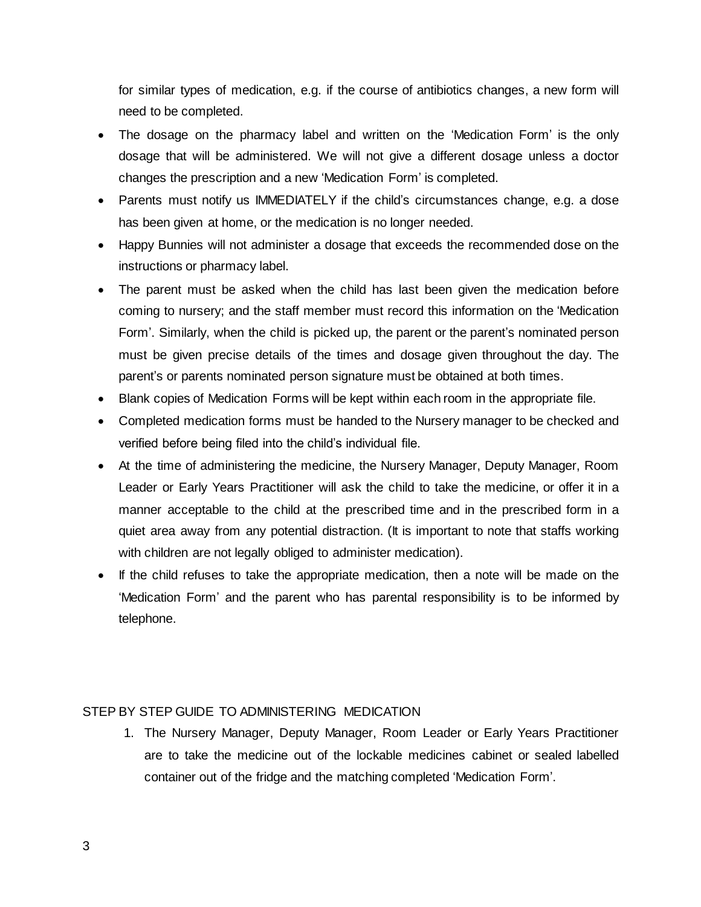for similar types of medication, e.g. if the course of antibiotics changes, a new form will need to be completed.

- The dosage on the pharmacy label and written on the 'Medication Form' is the only dosage that will be administered. We will not give a different dosage unless a doctor changes the prescription and a new 'Medication Form' is completed.
- Parents must notify us IMMEDIATELY if the child's circumstances change, e.g. a dose has been given at home, or the medication is no longer needed.
- Happy Bunnies will not administer a dosage that exceeds the recommended dose on the instructions or pharmacy label.
- The parent must be asked when the child has last been given the medication before coming to nursery; and the staff member must record this information on the 'Medication Form'. Similarly, when the child is picked up, the parent or the parent's nominated person must be given precise details of the times and dosage given throughout the day. The parent's or parents nominated person signature must be obtained at both times.
- Blank copies of Medication Forms will be kept within each room in the appropriate file.
- Completed medication forms must be handed to the Nursery manager to be checked and verified before being filed into the child's individual file.
- At the time of administering the medicine, the Nursery Manager, Deputy Manager, Room Leader or Early Years Practitioner will ask the child to take the medicine, or offer it in a manner acceptable to the child at the prescribed time and in the prescribed form in a quiet area away from any potential distraction. (It is important to note that staffs working with children are not legally obliged to administer medication).
- If the child refuses to take the appropriate medication, then a note will be made on the 'Medication Form' and the parent who has parental responsibility is to be informed by telephone.

STEP BY STEP GUIDE TO ADMINISTERING MEDICATION

1. The Nursery Manager, Deputy Manager, Room Leader or Early Years Practitioner are to take the medicine out of the lockable medicines cabinet or sealed labelled container out of the fridge and the matching completed 'Medication Form'.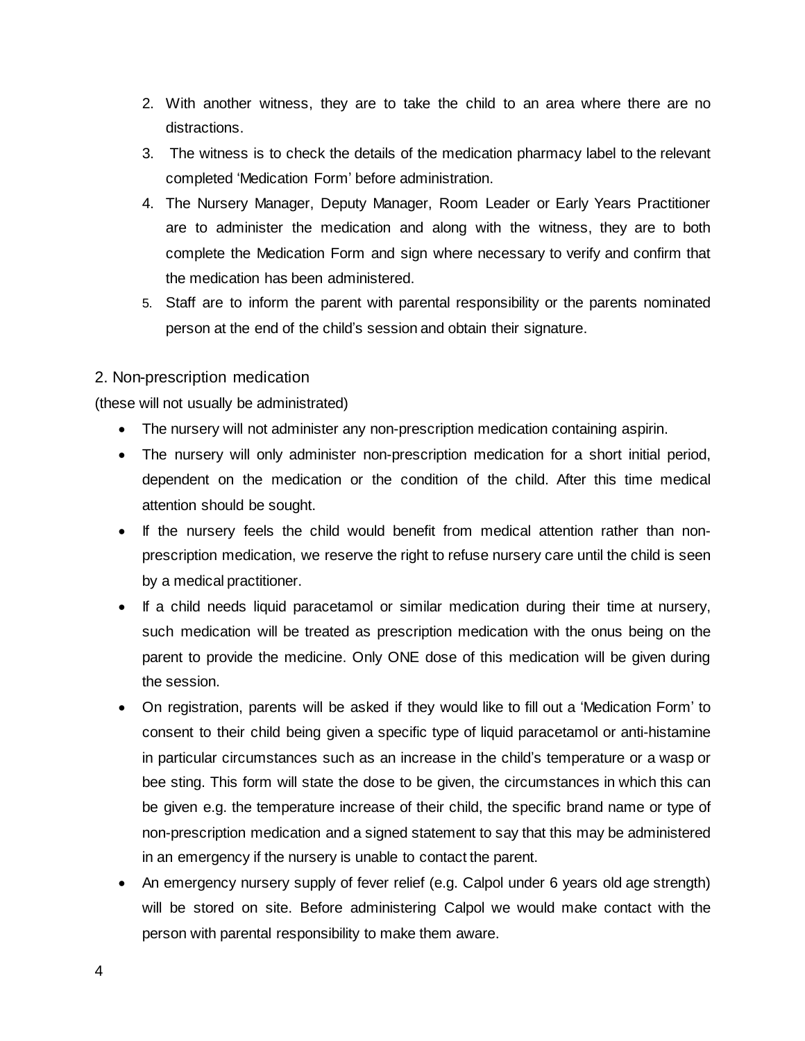2. With another witness, they are to take the child to an area where there are no distractions.
3. The witness is to check the details of the medication pharmacy label to the relevant completed 'Medication Form' before administration.
4. The Nursery Manager, Deputy Manager, Room Leader or Early Years Practitioner are to administer the medication and along with the witness, they are to both complete the Medication Form and sign where necessary to verify and confirm that the medication has been administered.
5. Staff are to inform the parent with parental responsibility or the parents nominated person at the end of the child's session and obtain their signature.

## 2. Non-prescription medication

(these will not usually be administrated)

- The nursery will not administer any non-prescription medication containing aspirin.
- The nursery will only administer non-prescription medication for a short initial period, dependent on the medication or the condition of the child. After this time medical attention should be sought.
- If the nursery feels the child would benefit from medical attention rather than non-prescription medication, we reserve the right to refuse nursery care until the child is seen by a medical practitioner.
- If a child needs liquid paracetamol or similar medication during their time at nursery, such medication will be treated as prescription medication with the onus being on the parent to provide the medicine. Only ONE dose of this medication will be given during the session.
- On registration, parents will be asked if they would like to fill out a 'Medication Form' to consent to their child being given a specific type of liquid paracetamol or anti-histamine in particular circumstances such as an increase in the child's temperature or a wasp or bee sting. This form will state the dose to be given, the circumstances in which this can be given e.g. the temperature increase of their child, the specific brand name or type of non-prescription medication and a signed statement to say that this may be administered in an emergency if the nursery is unable to contact the parent.
- An emergency nursery supply of fever relief (e.g. Calpol under 6 years old age strength) will be stored on site. Before administering Calpol we would make contact with the person with parental responsibility to make them aware.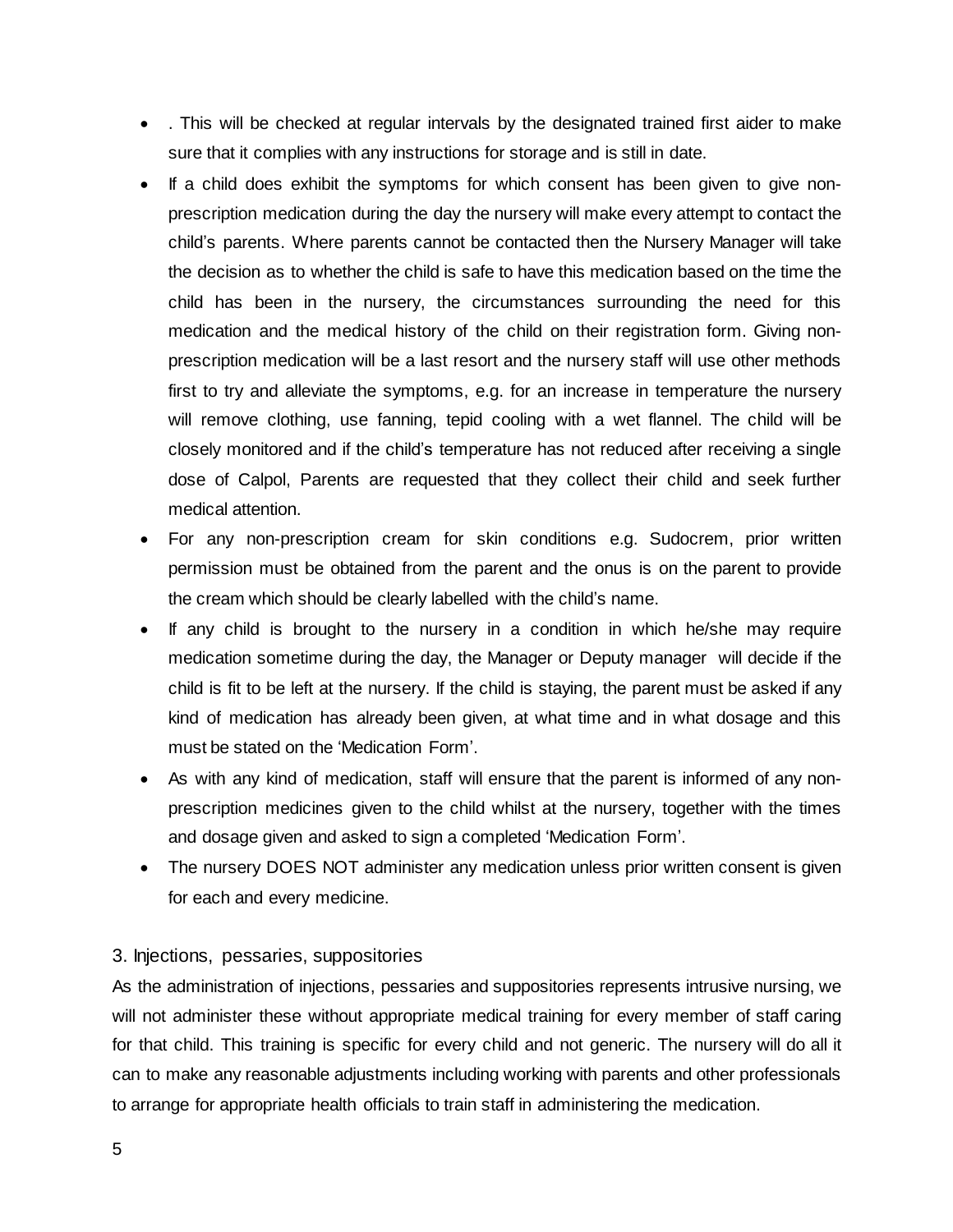- . This will be checked at regular intervals by the designated trained first aider to make sure that it complies with any instructions for storage and is still in date.
- If a child does exhibit the symptoms for which consent has been given to give non-prescription medication during the day the nursery will make every attempt to contact the child's parents. Where parents cannot be contacted then the Nursery Manager will take the decision as to whether the child is safe to have this medication based on the time the child has been in the nursery, the circumstances surrounding the need for this medication and the medical history of the child on their registration form. Giving non-prescription medication will be a last resort and the nursery staff will use other methods first to try and alleviate the symptoms, e.g. for an increase in temperature the nursery will remove clothing, use fanning, tepid cooling with a wet flannel. The child will be closely monitored and if the child's temperature has not reduced after receiving a single dose of Calpol, Parents are requested that they collect their child and seek further medical attention.
- For any non-prescription cream for skin conditions e.g. Sudocrem, prior written permission must be obtained from the parent and the onus is on the parent to provide the cream which should be clearly labelled with the child's name.
- If any child is brought to the nursery in a condition in which he/she may require medication sometime during the day, the Manager or Deputy manager will decide if the child is fit to be left at the nursery. If the child is staying, the parent must be asked if any kind of medication has already been given, at what time and in what dosage and this must be stated on the 'Medication Form'.
- As with any kind of medication, staff will ensure that the parent is informed of any non-prescription medicines given to the child whilst at the nursery, together with the times and dosage given and asked to sign a completed 'Medication Form'.
- The nursery DOES NOT administer any medication unless prior written consent is given for each and every medicine.

## 3. Injections, pessaries, suppositories

As the administration of injections, pessaries and suppositories represents intrusive nursing, we will not administer these without appropriate medical training for every member of staff caring for that child. This training is specific for every child and not generic. The nursery will do all it can to make any reasonable adjustments including working with parents and other professionals to arrange for appropriate health officials to train staff in administering the medication.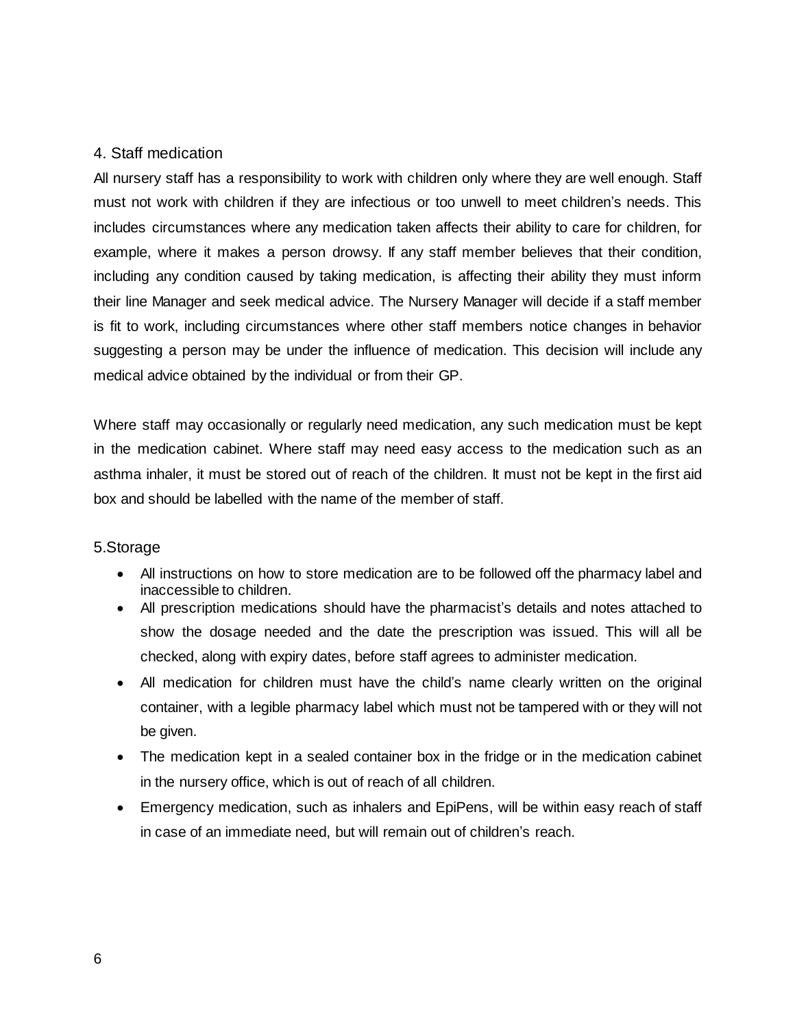## 4. Staff medication

All nursery staff has a responsibility to work with children only where they are well enough. Staff must not work with children if they are infectious or too unwell to meet children's needs. This includes circumstances where any medication taken affects their ability to care for children, for example, where it makes a person drowsy. If any staff member believes that their condition, including any condition caused by taking medication, is affecting their ability they must inform their line Manager and seek medical advice. The Nursery Manager will decide if a staff member is fit to work, including circumstances where other staff members notice changes in behavior suggesting a person may be under the influence of medication. This decision will include any medical advice obtained by the individual or from their GP.

Where staff may occasionally or regularly need medication, any such medication must be kept in the medication cabinet. Where staff may need easy access to the medication such as an asthma inhaler, it must be stored out of reach of the children. It must not be kept in the first aid box and should be labelled with the name of the member of staff.

## 5.Storage

- All instructions on how to store medication are to be followed off the pharmacy label and inaccessible to children.
- All prescription medications should have the pharmacist's details and notes attached to show the dosage needed and the date the prescription was issued. This will all be checked, along with expiry dates, before staff agrees to administer medication.
- All medication for children must have the child's name clearly written on the original container, with a legible pharmacy label which must not be tampered with or they will not be given.
- The medication kept in a sealed container box in the fridge or in the medication cabinet in the nursery office, which is out of reach of all children.
- Emergency medication, such as inhalers and EpiPens, will be within easy reach of staff in case of an immediate need, but will remain out of children's reach.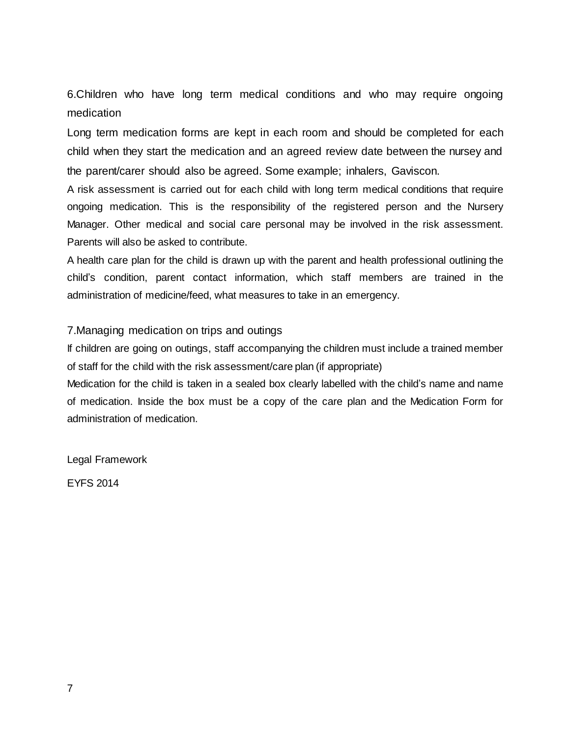## 6.Children who have long term medical conditions and who may require ongoing medication

Long term medication forms are kept in each room and should be completed for each child when they start the medication and an agreed review date between the nursey and the parent/carer should also be agreed. Some example; inhalers, Gaviscon.

A risk assessment is carried out for each child with long term medical conditions that require ongoing medication. This is the responsibility of the registered person and the Nursery Manager. Other medical and social care personal may be involved in the risk assessment. Parents will also be asked to contribute.

A health care plan for the child is drawn up with the parent and health professional outlining the child's condition, parent contact information, which staff members are trained in the administration of medicine/feed, what measures to take in an emergency.

## 7.Managing medication on trips and outings

If children are going on outings, staff accompanying the children must include a trained member of staff for the child with the risk assessment/care plan (if appropriate)

Medication for the child is taken in a sealed box clearly labelled with the child's name and name of medication. Inside the box must be a copy of the care plan and the Medication Form for administration of medication.

Legal Framework

EYFS 2014